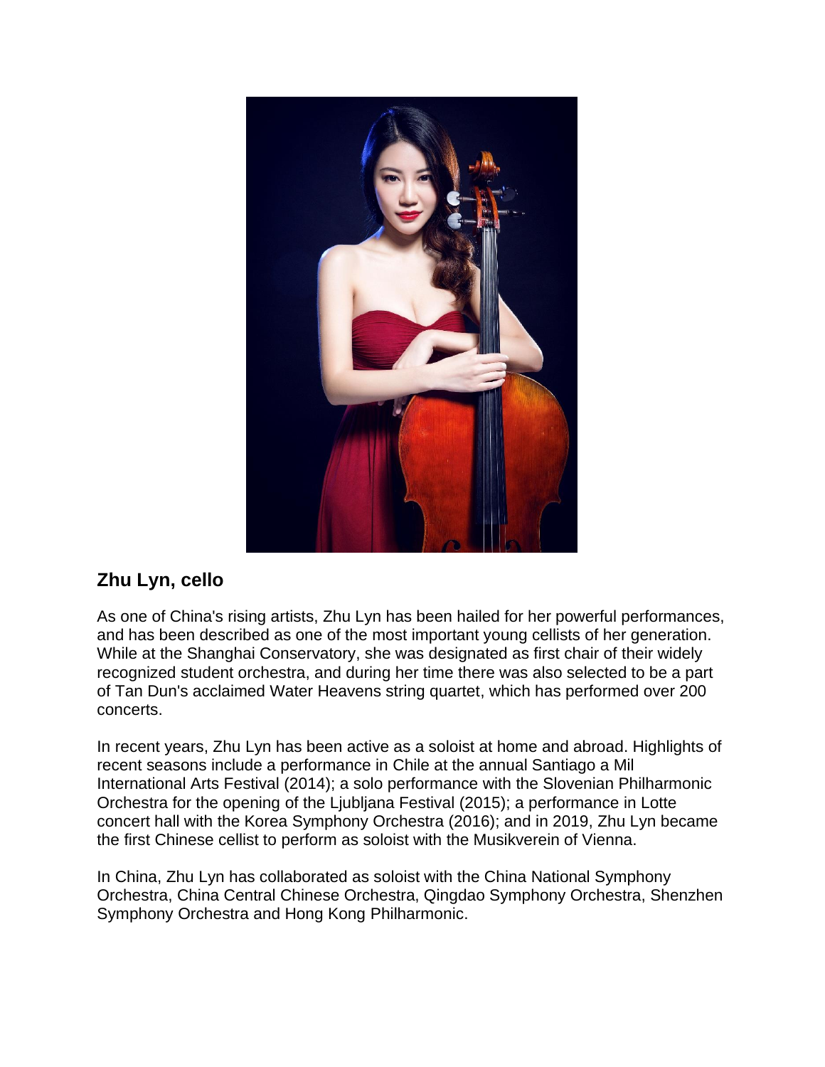## Zhu Lyn, cello

As one of China's rising artists, Zhu Lyn has been hailed for her powerful performances, and has been described as one of the most important young cellists of her generation. While at the Shanghai Conservatory, she was designated as first chair of their widely recognized student orchestra, and during her time there was also selected to be a part of Tan Dun's acclaimed Water Heavens string quartet, which has performed over 200 concerts.

In recent years, Zhu Lyn has been active as a soloist at home and abroad. Highlights of recent seasons include a performance in Chile at the annual Santiago a Mil International Arts Festival (2014); a solo performance with the Slovenian Philharmonic Orchestra for the opening of the Ljubljana Festival (2015); a performance in Lotte concert hall with the Korea Symphony Orchestra (2016); and in 2019, Zhu Lyn became the first Chinese cellist to perform as soloist with the Musikverein of Vienna.

In China, Zhu Lyn has collaborated as soloist with the China National Symphony Orchestra, China Central Chinese Orchestra, Qingdao Symphony Orchestra, Shenzhen Symphony Orchestra and Hong Kong Philharmonic.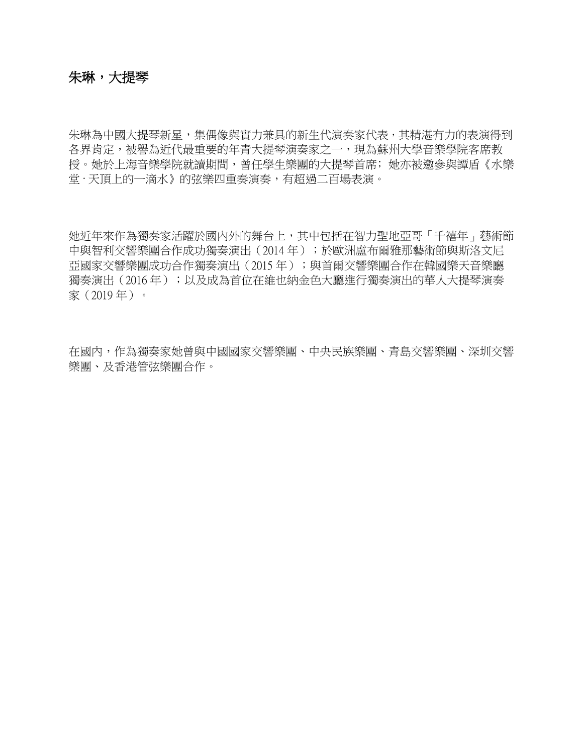## 朱琳，大提琴

朱琳為中國大提琴新星，集偶像與實力兼具的新生代演奏家代表，其精湛有力的表演得到各界肯定，被譽為近代最重要的年青大提琴演奏家之一，現為蘇州大學音樂學院客席教授。她於上海音樂學院就讀期間，曾任學生樂團的大提琴首席；她亦被邀參與譚盾《水樂堂 · 天頂上的一滴水》的弦樂四重奏演奏，有超過二百場表演。

她近年來作為獨奏家活躍於國內外的舞台上，其中包括在智力聖地亞哥「千禧年」藝術節中與智利交響樂團合作成功獨奏演出（2014 年）；於歐洲盧布爾雅那藝術節與斯洛文尼亞國家交響樂團成功合作獨奏演出（2015 年）；與首爾交響樂團合作在韓國樂天音樂廳獨奏演出（2016 年）；以及成為首位在維也納金色大廳進行獨奏演出的華人大提琴演奏家（2019 年）。

在國內，作為獨奏家她曾與中國國家交響樂團、中央民族樂團、青島交響樂團、深圳交響樂團、及香港管弦樂團合作。